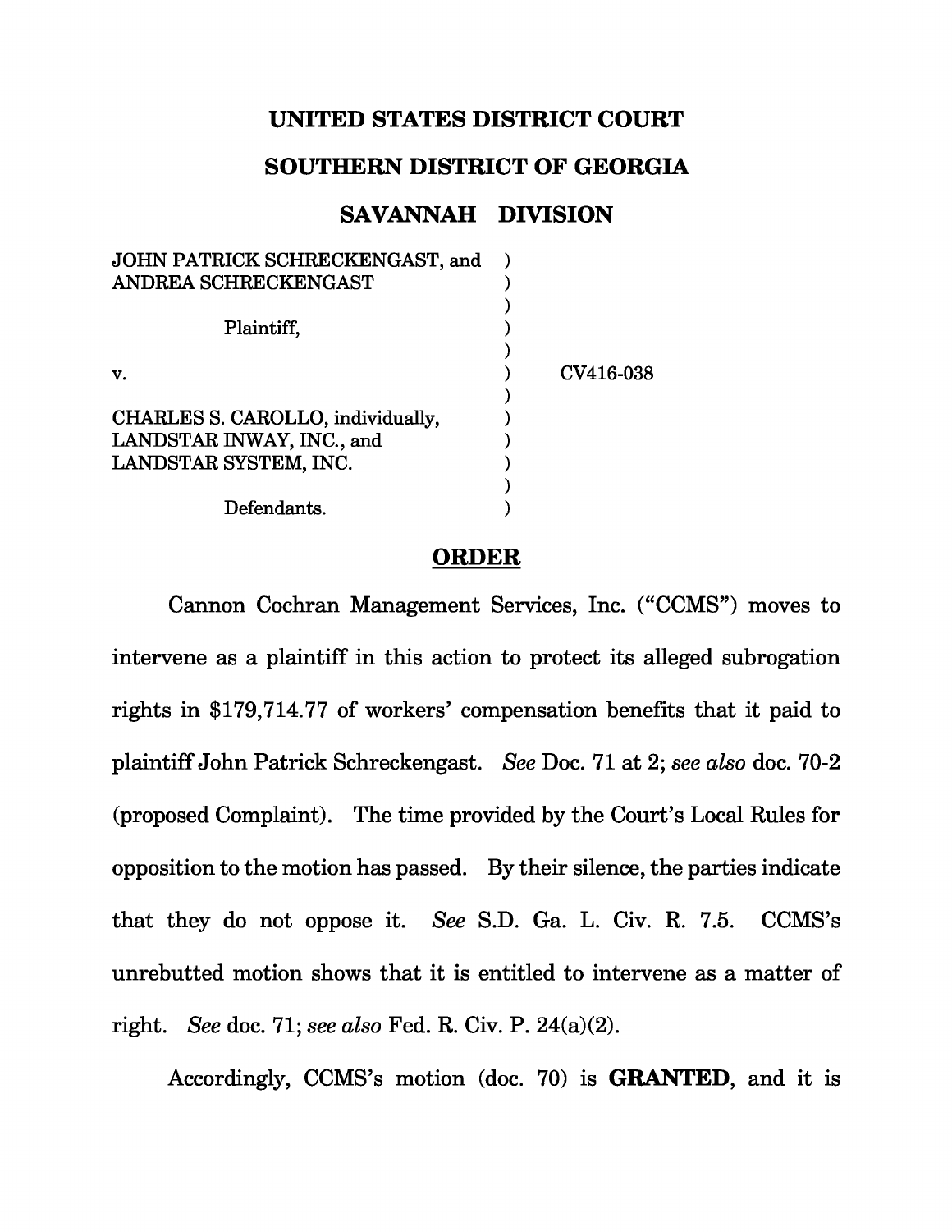# UNITED STATES DISTRICT COURT

# SOUTHERN DISTRICT OF GEORGIA

# SAVANNAH DIVISION

| | | |
|---|---|---|
| JOHN PATRICK SCHRECKENGAST, and ANDREA SCHRECKENGAST | ) | |
| | ) | |
| Plaintiff, | ) | |
| | ) | |
| v. | ) | CV416-038 |
| | ) | |
| CHARLES S. CAROLLO, individually, LANDSTAR INWAY, INC., and LANDSTAR SYSTEM, INC. | ) | |
| | ) | |
| Defendants. | ) | |

## ORDER

Cannon Cochran Management Services, Inc. ("CCMS") moves to intervene as a plaintiff in this action to protect its alleged subrogation rights in $179,714.77 of workers' compensation benefits that it paid to plaintiff John Patrick Schreckengast. *See* Doc. 71 at 2; *see also* doc. 70-2 (proposed Complaint). The time provided by the Court's Local Rules for opposition to the motion has passed. By their silence, the parties indicate that they do not oppose it. *See* S.D. Ga. L. Civ. R. 7.5. CCMS's unrebutted motion shows that it is entitled to intervene as a matter of right. *See* doc. 71; *see also* Fed. R. Civ. P. 24(a)(2).

Accordingly, CCMS's motion (doc. 70) is **GRANTED**, and it is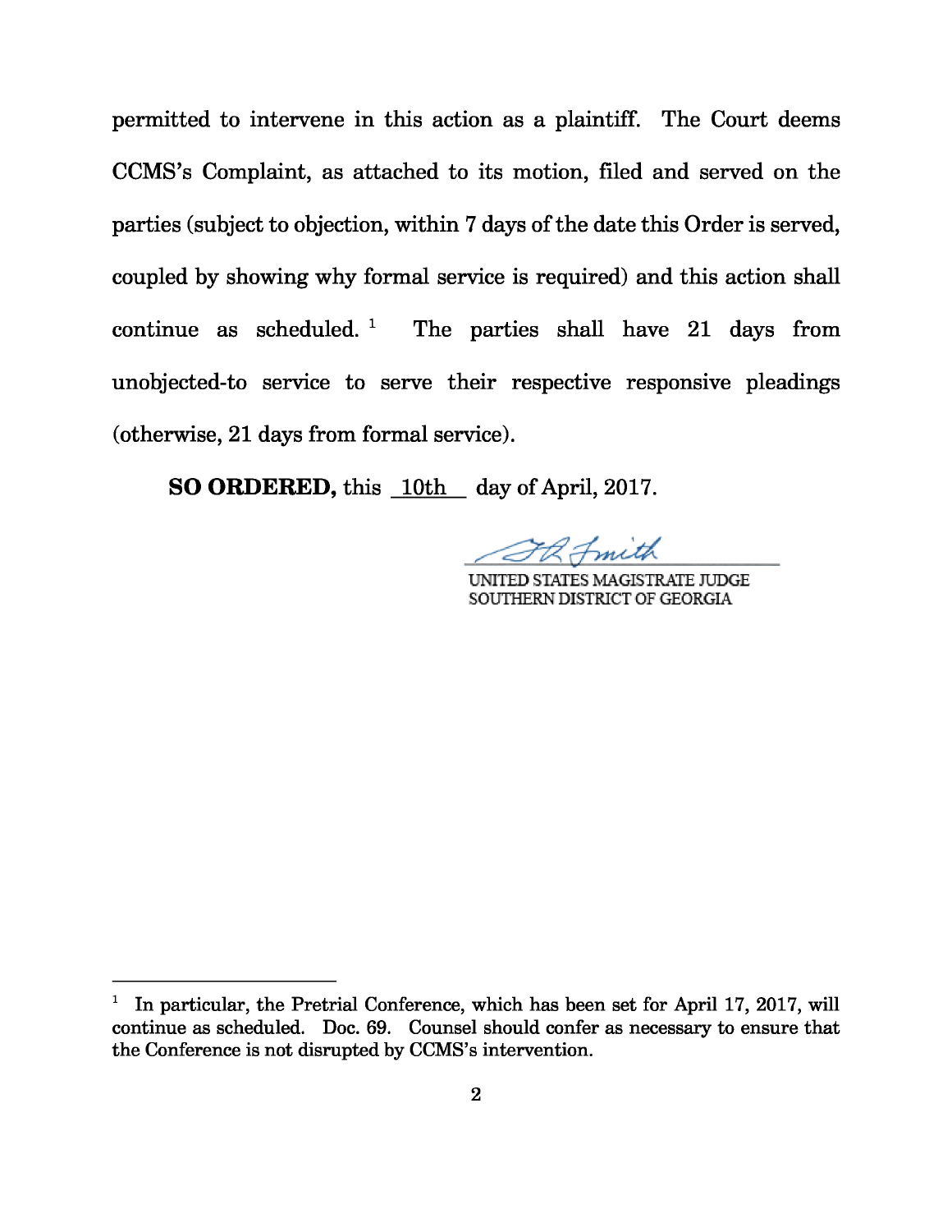permitted to intervene in this action as a plaintiff. The Court deems CCMS's Complaint, as attached to its motion, filed and served on the parties (subject to objection, within 7 days of the date this Order is served, coupled by showing why formal service is required) and this action shall continue as scheduled.[1] The parties shall have 21 days from unobjected-to service to serve their respective responsive pleadings (otherwise, 21 days from formal service).

**SO ORDERED,** this 10th day of April, 2017.

UNITED STATES MAGISTRATE JUDGE
SOUTHERN DISTRICT OF GEORGIA

---

[1] In particular, the Pretrial Conference, which has been set for April 17, 2017, will continue as scheduled. Doc. 69. Counsel should confer as necessary to ensure that the Conference is not disrupted by CCMS's intervention.